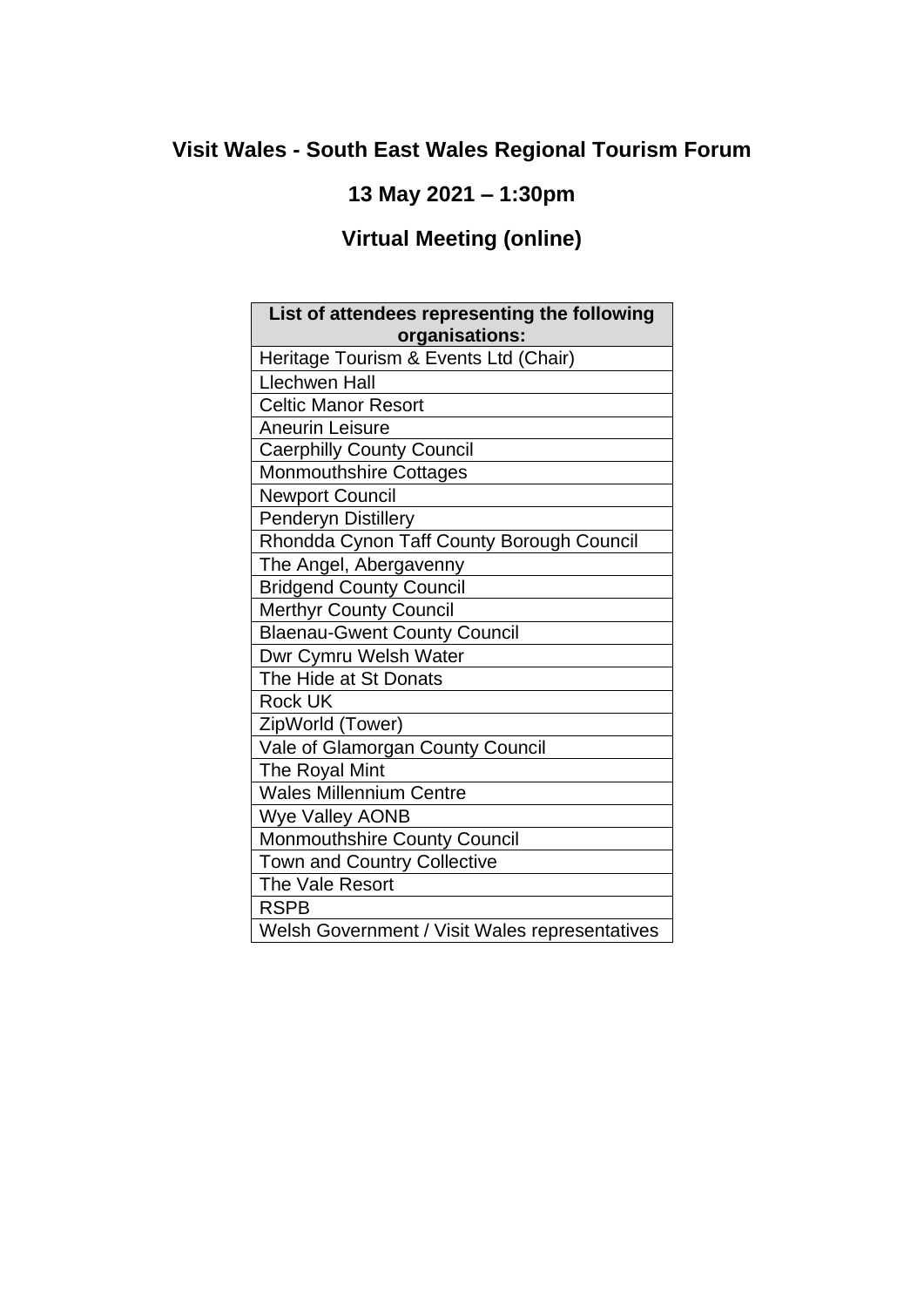# Visit Wales - South East Wales Regional Tourism Forum

## 13 May 2021 – 1:30pm

## Virtual Meeting (online)

| List of attendees representing the following organisations: |
| --- |
| Heritage Tourism & Events Ltd (Chair) |
| Llechwen Hall |
| Celtic Manor Resort |
| Aneurin Leisure |
| Caerphilly County Council |
| Monmouthshire Cottages |
| Newport Council |
| Penderyn Distillery |
| Rhondda Cynon Taff County Borough Council |
| The Angel, Abergavenny |
| Bridgend County Council |
| Merthyr County Council |
| Blaenau-Gwent County Council |
| Dwr Cymru Welsh Water |
| The Hide at St Donats |
| Rock UK |
| ZipWorld (Tower) |
| Vale of Glamorgan County Council |
| The Royal Mint |
| Wales Millennium Centre |
| Wye Valley AONB |
| Monmouthshire County Council |
| Town and Country Collective |
| The Vale Resort |
| RSPB |
| Welsh Government / Visit Wales representatives |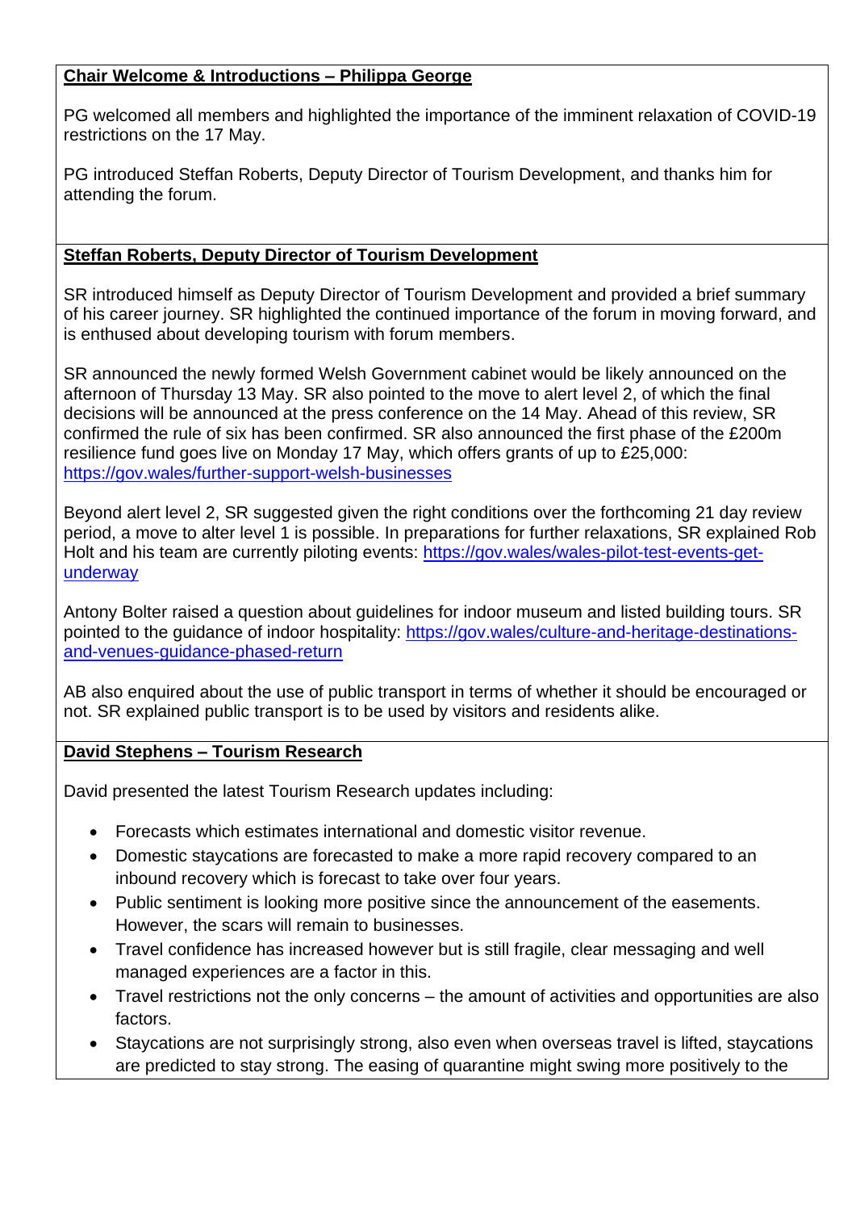**Chair Welcome & Introductions – Philippa George**

PG welcomed all members and highlighted the importance of the imminent relaxation of COVID-19 restrictions on the 17 May.

PG introduced Steffan Roberts, Deputy Director of Tourism Development, and thanks him for attending the forum.

**Steffan Roberts, Deputy Director of Tourism Development**

SR introduced himself as Deputy Director of Tourism Development and provided a brief summary of his career journey. SR highlighted the continued importance of the forum in moving forward, and is enthused about developing tourism with forum members.

SR announced the newly formed Welsh Government cabinet would be likely announced on the afternoon of Thursday 13 May. SR also pointed to the move to alert level 2, of which the final decisions will be announced at the press conference on the 14 May. Ahead of this review, SR confirmed the rule of six has been confirmed. SR also announced the first phase of the £200m resilience fund goes live on Monday 17 May, which offers grants of up to £25,000: [https://gov.wales/further-support-welsh-businesses](https://gov.wales/further-support-welsh-businesses)

Beyond alert level 2, SR suggested given the right conditions over the forthcoming 21 day review period, a move to alter level 1 is possible. In preparations for further relaxations, SR explained Rob Holt and his team are currently piloting events: [https://gov.wales/wales-pilot-test-events-get-underway](https://gov.wales/wales-pilot-test-events-get-underway)

Antony Bolter raised a question about guidelines for indoor museum and listed building tours. SR pointed to the guidance of indoor hospitality: [https://gov.wales/culture-and-heritage-destinations-and-venues-guidance-phased-return](https://gov.wales/culture-and-heritage-destinations-and-venues-guidance-phased-return)

AB also enquired about the use of public transport in terms of whether it should be encouraged or not. SR explained public transport is to be used by visitors and residents alike.

**David Stephens – Tourism Research**

David presented the latest Tourism Research updates including:

- Forecasts which estimates international and domestic visitor revenue.
- Domestic staycations are forecasted to make a more rapid recovery compared to an inbound recovery which is forecast to take over four years.
- Public sentiment is looking more positive since the announcement of the easements. However, the scars will remain to businesses.
- Travel confidence has increased however but is still fragile, clear messaging and well managed experiences are a factor in this.
- Travel restrictions not the only concerns – the amount of activities and opportunities are also factors.
- Staycations are not surprisingly strong, also even when overseas travel is lifted, staycations are predicted to stay strong. The easing of quarantine might swing more positively to the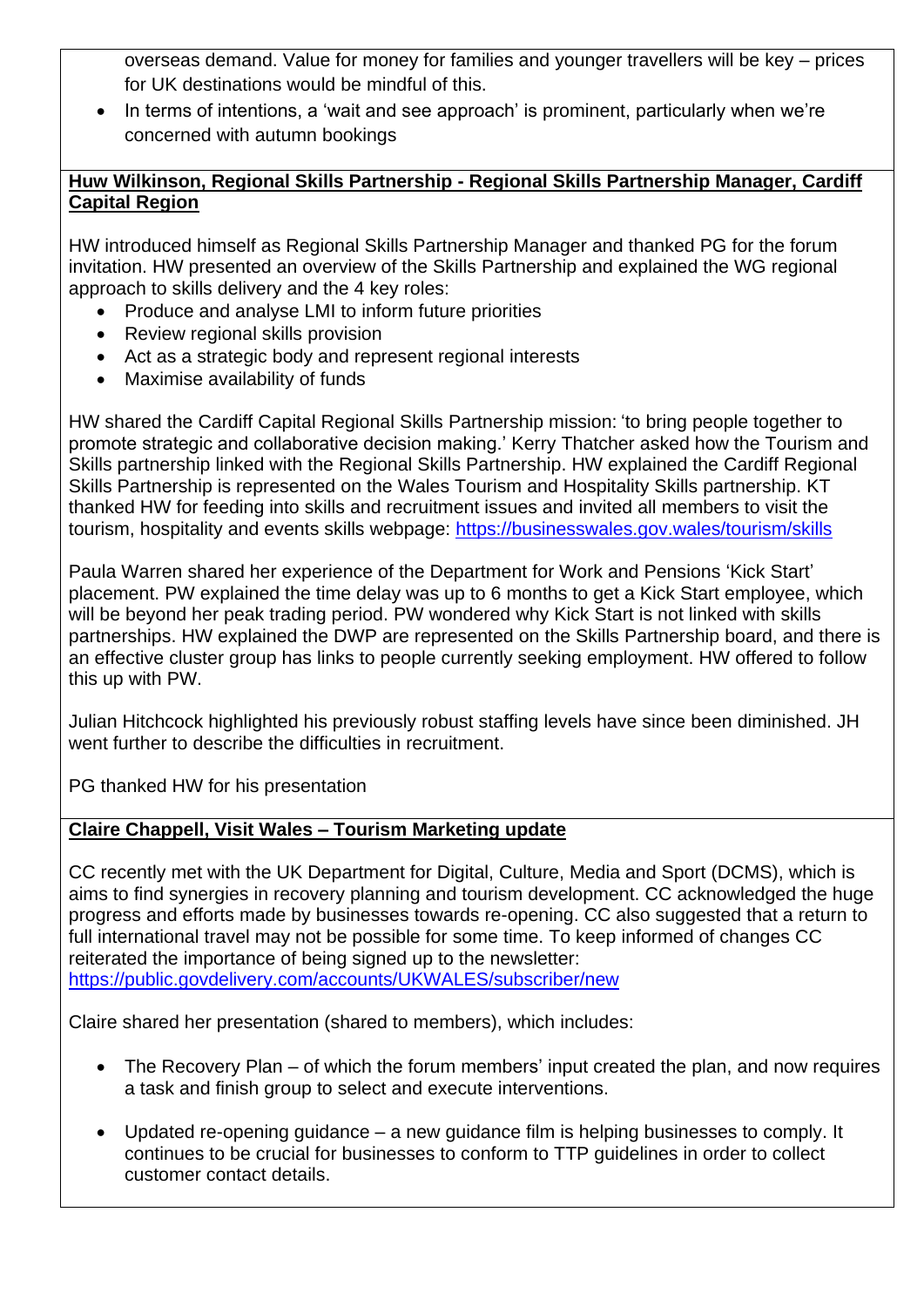overseas demand. Value for money for families and younger travellers will be key – prices for UK destinations would be mindful of this.

- In terms of intentions, a 'wait and see approach' is prominent, particularly when we're concerned with autumn bookings

**Huw Wilkinson, Regional Skills Partnership - Regional Skills Partnership Manager, Cardiff Capital Region**

HW introduced himself as Regional Skills Partnership Manager and thanked PG for the forum invitation. HW presented an overview of the Skills Partnership and explained the WG regional approach to skills delivery and the 4 key roles:

- Produce and analyse LMI to inform future priorities
- Review regional skills provision
- Act as a strategic body and represent regional interests
- Maximise availability of funds

HW shared the Cardiff Capital Regional Skills Partnership mission: 'to bring people together to promote strategic and collaborative decision making.' Kerry Thatcher asked how the Tourism and Skills partnership linked with the Regional Skills Partnership. HW explained the Cardiff Regional Skills Partnership is represented on the Wales Tourism and Hospitality Skills partnership. KT thanked HW for feeding into skills and recruitment issues and invited all members to visit the tourism, hospitality and events skills webpage: https://businesswales.gov.wales/tourism/skills

Paula Warren shared her experience of the Department for Work and Pensions 'Kick Start' placement. PW explained the time delay was up to 6 months to get a Kick Start employee, which will be beyond her peak trading period. PW wondered why Kick Start is not linked with skills partnerships. HW explained the DWP are represented on the Skills Partnership board, and there is an effective cluster group has links to people currently seeking employment. HW offered to follow this up with PW.

Julian Hitchcock highlighted his previously robust staffing levels have since been diminished. JH went further to describe the difficulties in recruitment.

PG thanked HW for his presentation

**Claire Chappell, Visit Wales – Tourism Marketing update**

CC recently met with the UK Department for Digital, Culture, Media and Sport (DCMS), which is aims to find synergies in recovery planning and tourism development. CC acknowledged the huge progress and efforts made by businesses towards re-opening. CC also suggested that a return to full international travel may not be possible for some time. To keep informed of changes CC reiterated the importance of being signed up to the newsletter: https://public.govdelivery.com/accounts/UKWALES/subscriber/new

Claire shared her presentation (shared to members), which includes:

- The Recovery Plan – of which the forum members' input created the plan, and now requires a task and finish group to select and execute interventions.

- Updated re-opening guidance – a new guidance film is helping businesses to comply. It continues to be crucial for businesses to conform to TTP guidelines in order to collect customer contact details.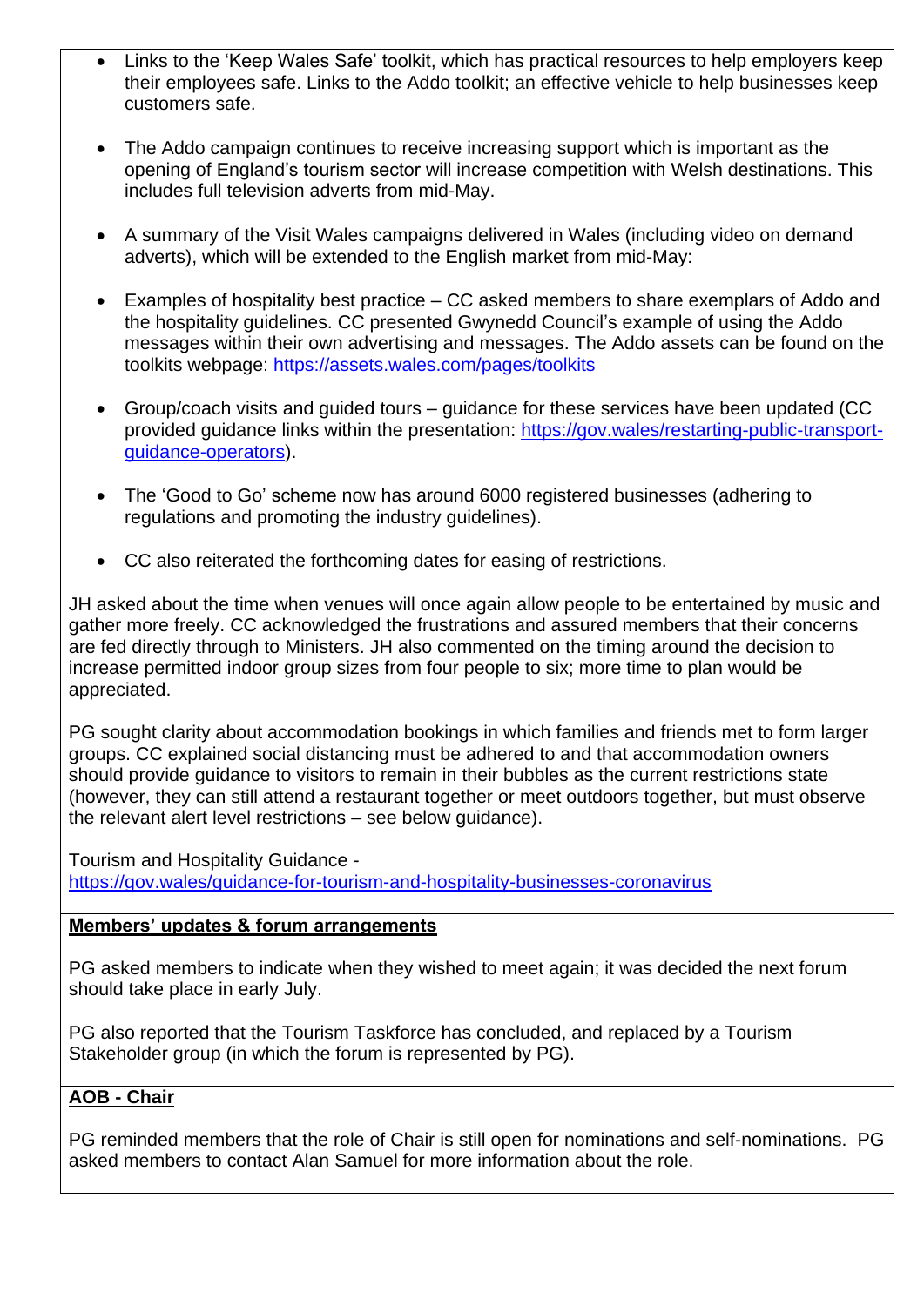- Links to the 'Keep Wales Safe' toolkit, which has practical resources to help employers keep their employees safe. Links to the Addo toolkit; an effective vehicle to help businesses keep customers safe.

- The Addo campaign continues to receive increasing support which is important as the opening of England's tourism sector will increase competition with Welsh destinations. This includes full television adverts from mid-May.

- A summary of the Visit Wales campaigns delivered in Wales (including video on demand adverts), which will be extended to the English market from mid-May:

- Examples of hospitality best practice – CC asked members to share exemplars of Addo and the hospitality guidelines. CC presented Gwynedd Council's example of using the Addo messages within their own advertising and messages. The Addo assets can be found on the toolkits webpage: https://assets.wales.com/pages/toolkits

- Group/coach visits and guided tours – guidance for these services have been updated (CC provided guidance links within the presentation: https://gov.wales/restarting-public-transport-guidance-operators).

- The 'Good to Go' scheme now has around 6000 registered businesses (adhering to regulations and promoting the industry guidelines).

- CC also reiterated the forthcoming dates for easing of restrictions.

JH asked about the time when venues will once again allow people to be entertained by music and gather more freely. CC acknowledged the frustrations and assured members that their concerns are fed directly through to Ministers. JH also commented on the timing around the decision to increase permitted indoor group sizes from four people to six; more time to plan would be appreciated.

PG sought clarity about accommodation bookings in which families and friends met to form larger groups. CC explained social distancing must be adhered to and that accommodation owners should provide guidance to visitors to remain in their bubbles as the current restrictions state (however, they can still attend a restaurant together or meet outdoors together, but must observe the relevant alert level restrictions – see below guidance).

Tourism and Hospitality Guidance - https://gov.wales/guidance-for-tourism-and-hospitality-businesses-coronavirus

**Members' updates & forum arrangements**

PG asked members to indicate when they wished to meet again; it was decided the next forum should take place in early July.

PG also reported that the Tourism Taskforce has concluded, and replaced by a Tourism Stakeholder group (in which the forum is represented by PG).

**AOB - Chair**

PG reminded members that the role of Chair is still open for nominations and self-nominations. PG asked members to contact Alan Samuel for more information about the role.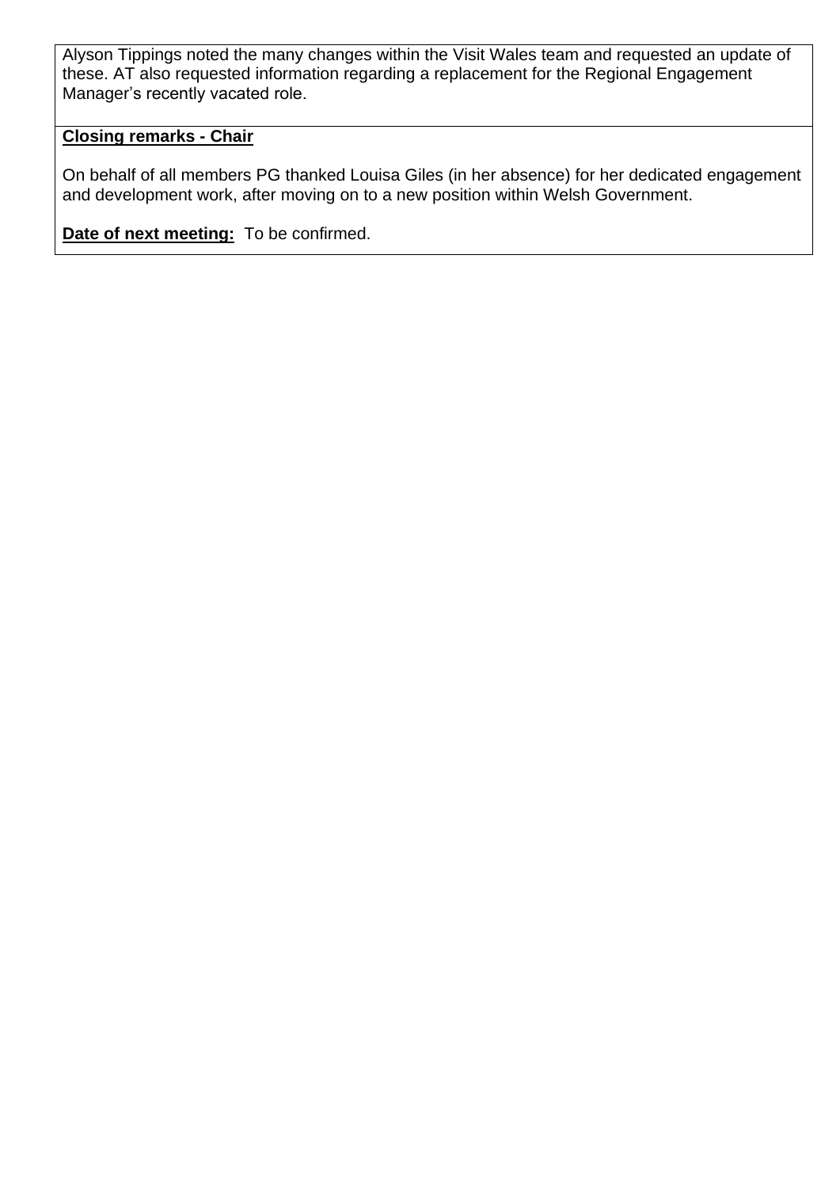Alyson Tippings noted the many changes within the Visit Wales team and requested an update of these. AT also requested information regarding a replacement for the Regional Engagement Manager's recently vacated role.

**Closing remarks - Chair**

On behalf of all members PG thanked Louisa Giles (in her absence) for her dedicated engagement and development work, after moving on to a new position within Welsh Government.

**Date of next meeting:** To be confirmed.